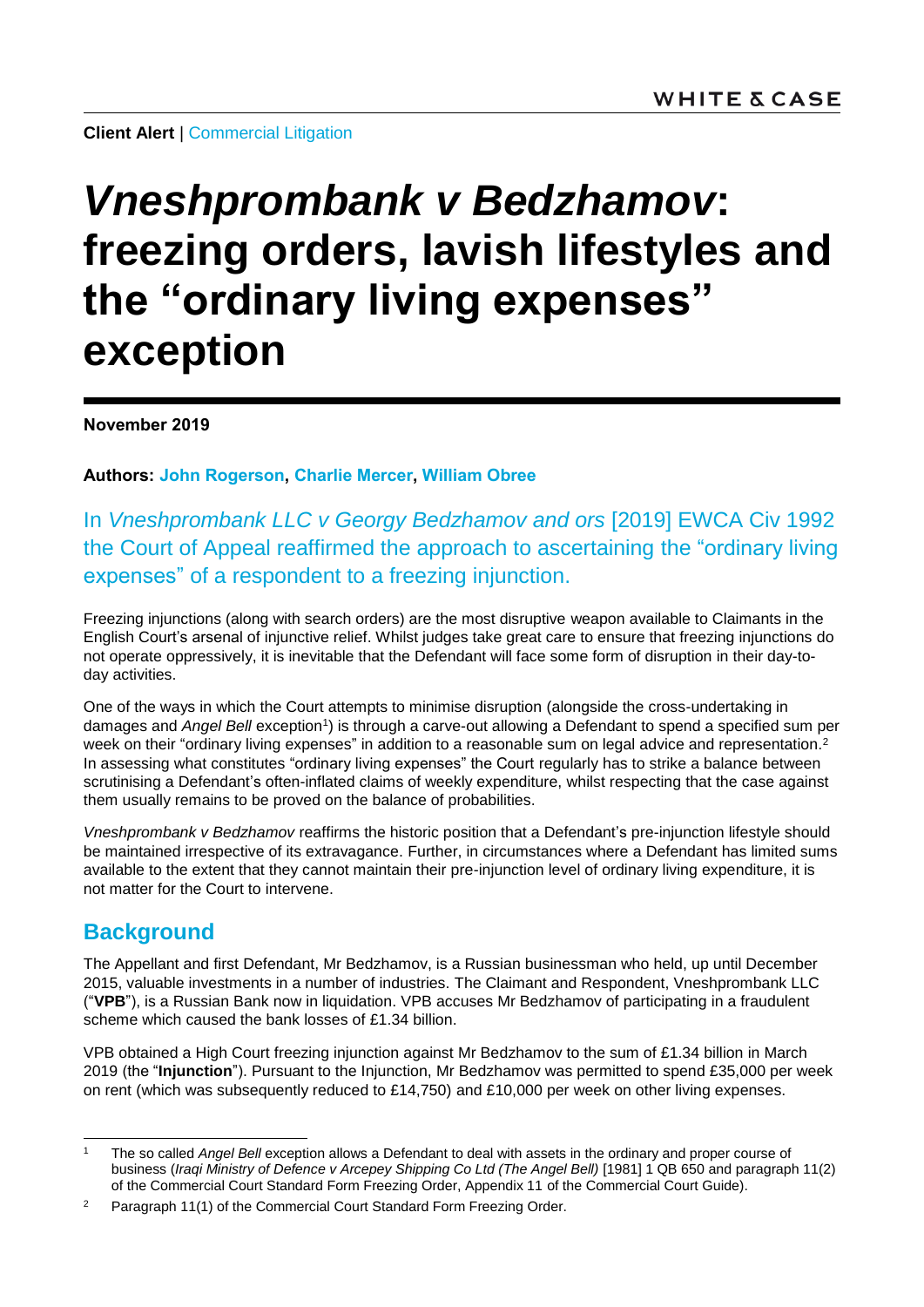**Client Alert** | Commercial Litigation

# *Vneshprombank v Bedzhamov*: freezing orders, lavish lifestyles and the "ordinary living expenses" exception

**November 2019**

**Authors: John Rogerson, Charlie Mercer, William Obree**

In *Vneshprombank LLC v Georgy Bedzhamov and ors* [2019] EWCA Civ 1992 the Court of Appeal reaffirmed the approach to ascertaining the "ordinary living expenses" of a respondent to a freezing injunction.

Freezing injunctions (along with search orders) are the most disruptive weapon available to Claimants in the English Court's arsenal of injunctive relief. Whilst judges take great care to ensure that freezing injunctions do not operate oppressively, it is inevitable that the Defendant will face some form of disruption in their day-to-day activities.

One of the ways in which the Court attempts to minimise disruption (alongside the cross-undertaking in damages and *Angel Bell* exception[1]) is through a carve-out allowing a Defendant to spend a specified sum per week on their "ordinary living expenses" in addition to a reasonable sum on legal advice and representation.[2] In assessing what constitutes "ordinary living expenses" the Court regularly has to strike a balance between scrutinising a Defendant's often-inflated claims of weekly expenditure, whilst respecting that the case against them usually remains to be proved on the balance of probabilities.

*Vneshprombank v Bedzhamov* reaffirms the historic position that a Defendant's pre-injunction lifestyle should be maintained irrespective of its extravagance. Further, in circumstances where a Defendant has limited sums available to the extent that they cannot maintain their pre-injunction level of ordinary living expenditure, it is not matter for the Court to intervene.

## Background

The Appellant and first Defendant, Mr Bedzhamov, is a Russian businessman who held, up until December 2015, valuable investments in a number of industries. The Claimant and Respondent, Vneshprombank LLC ("**VPB**"), is a Russian Bank now in liquidation. VPB accuses Mr Bedzhamov of participating in a fraudulent scheme which caused the bank losses of £1.34 billion.

VPB obtained a High Court freezing injunction against Mr Bedzhamov to the sum of £1.34 billion in March 2019 (the "**Injunction**"). Pursuant to the Injunction, Mr Bedzhamov was permitted to spend £35,000 per week on rent (which was subsequently reduced to £14,750) and £10,000 per week on other living expenses.

---

[1] The so called *Angel Bell* exception allows a Defendant to deal with assets in the ordinary and proper course of business (*Iraqi Ministry of Defence v Arcepey Shipping Co Ltd (The Angel Bell)* [1981] 1 QB 650 and paragraph 11(2) of the Commercial Court Standard Form Freezing Order, Appendix 11 of the Commercial Court Guide).

[2] Paragraph 11(1) of the Commercial Court Standard Form Freezing Order.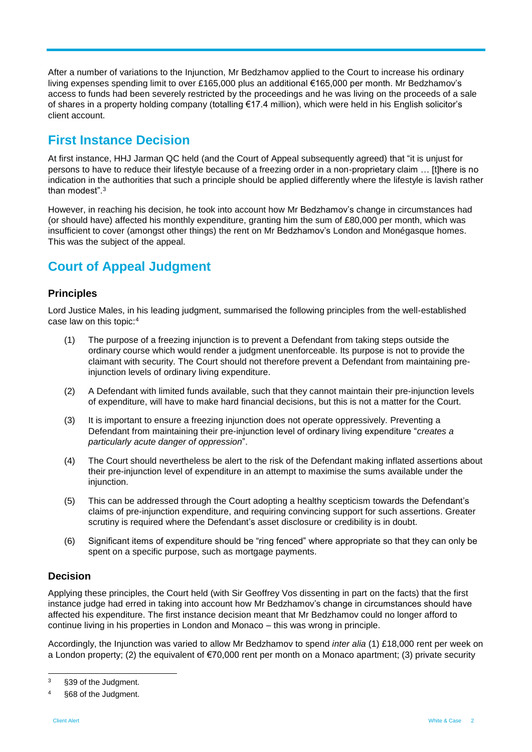After a number of variations to the Injunction, Mr Bedzhamov applied to the Court to increase his ordinary living expenses spending limit to over £165,000 plus an additional €165,000 per month. Mr Bedzhamov's access to funds had been severely restricted by the proceedings and he was living on the proceeds of a sale of shares in a property holding company (totalling €17.4 million), which were held in his English solicitor's client account.

## First Instance Decision

At first instance, HHJ Jarman QC held (and the Court of Appeal subsequently agreed) that "it is unjust for persons to have to reduce their lifestyle because of a freezing order in a non-proprietary claim … [t]here is no indication in the authorities that such a principle should be applied differently where the lifestyle is lavish rather than modest".[3]

However, in reaching his decision, he took into account how Mr Bedzhamov's change in circumstances had (or should have) affected his monthly expenditure, granting him the sum of £80,000 per month, which was insufficient to cover (amongst other things) the rent on Mr Bedzhamov's London and Monégasque homes. This was the subject of the appeal.

## Court of Appeal Judgment

### Principles

Lord Justice Males, in his leading judgment, summarised the following principles from the well-established case law on this topic:[4]

(1) The purpose of a freezing injunction is to prevent a Defendant from taking steps outside the ordinary course which would render a judgment unenforceable. Its purpose is not to provide the claimant with security. The Court should not therefore prevent a Defendant from maintaining pre-injunction levels of ordinary living expenditure.

(2) A Defendant with limited funds available, such that they cannot maintain their pre-injunction levels of expenditure, will have to make hard financial decisions, but this is not a matter for the Court.

(3) It is important to ensure a freezing injunction does not operate oppressively. Preventing a Defendant from maintaining their pre-injunction level of ordinary living expenditure "*creates a particularly acute danger of oppression*".

(4) The Court should nevertheless be alert to the risk of the Defendant making inflated assertions about their pre-injunction level of expenditure in an attempt to maximise the sums available under the injunction.

(5) This can be addressed through the Court adopting a healthy scepticism towards the Defendant's claims of pre-injunction expenditure, and requiring convincing support for such assertions. Greater scrutiny is required where the Defendant's asset disclosure or credibility is in doubt.

(6) Significant items of expenditure should be "ring fenced" where appropriate so that they can only be spent on a specific purpose, such as mortgage payments.

### Decision

Applying these principles, the Court held (with Sir Geoffrey Vos dissenting in part on the facts) that the first instance judge had erred in taking into account how Mr Bedzhamov's change in circumstances should have affected his expenditure. The first instance decision meant that Mr Bedzhamov could no longer afford to continue living in his properties in London and Monaco – this was wrong in principle.

Accordingly, the Injunction was varied to allow Mr Bedzhamov to spend *inter alia* (1) £18,000 rent per week on a London property; (2) the equivalent of €70,000 rent per month on a Monaco apartment; (3) private security

---

[3] §39 of the Judgment.

[4] §68 of the Judgment.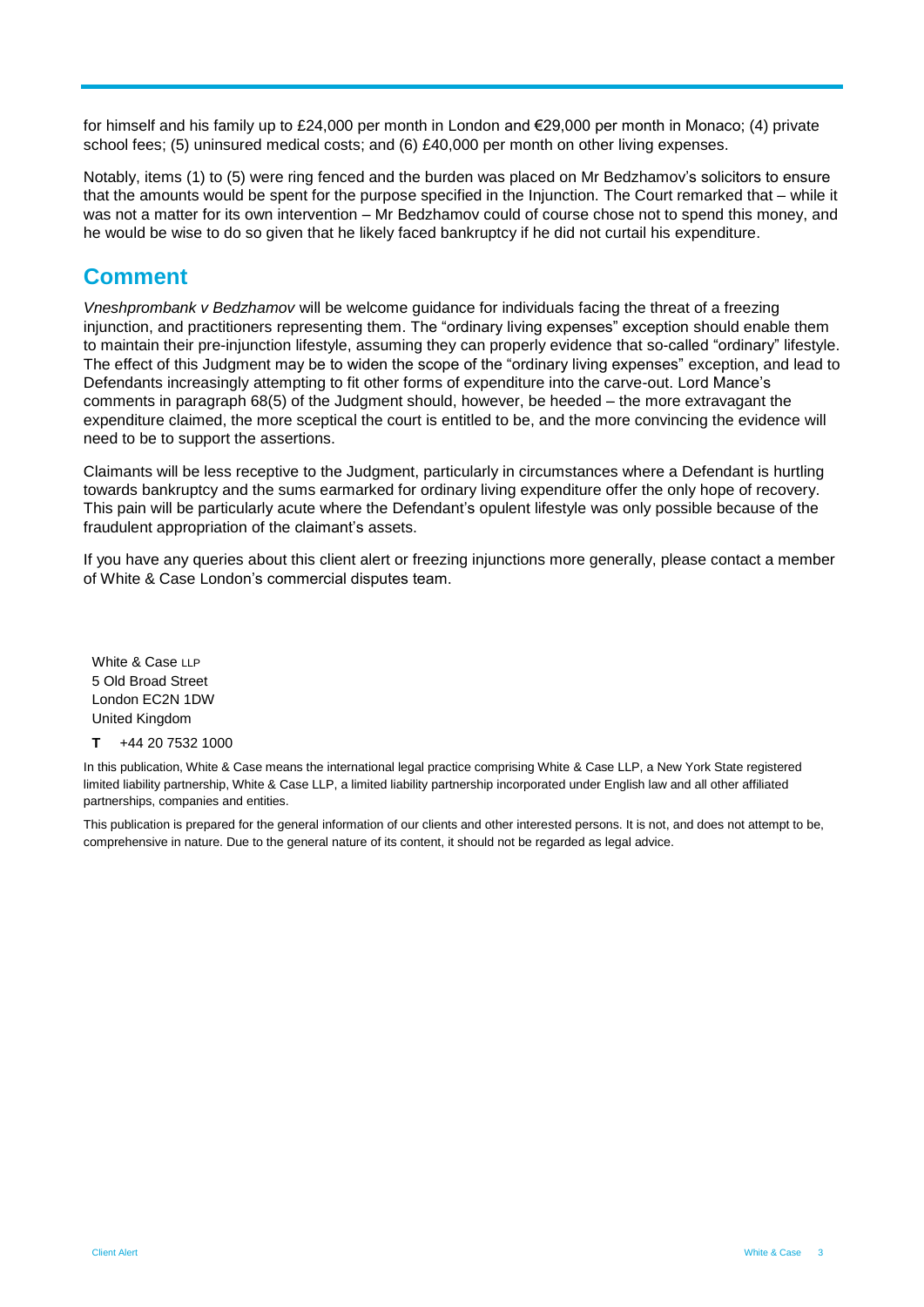for himself and his family up to £24,000 per month in London and €29,000 per month in Monaco; (4) private school fees; (5) uninsured medical costs; and (6) £40,000 per month on other living expenses.

Notably, items (1) to (5) were ring fenced and the burden was placed on Mr Bedzhamov's solicitors to ensure that the amounts would be spent for the purpose specified in the Injunction. The Court remarked that – while it was not a matter for its own intervention – Mr Bedzhamov could of course chose not to spend this money, and he would be wise to do so given that he likely faced bankruptcy if he did not curtail his expenditure.

## Comment

*Vneshprombank v Bedzhamov* will be welcome guidance for individuals facing the threat of a freezing injunction, and practitioners representing them. The "ordinary living expenses" exception should enable them to maintain their pre-injunction lifestyle, assuming they can properly evidence that so-called "ordinary" lifestyle. The effect of this Judgment may be to widen the scope of the "ordinary living expenses" exception, and lead to Defendants increasingly attempting to fit other forms of expenditure into the carve-out. Lord Mance's comments in paragraph 68(5) of the Judgment should, however, be heeded – the more extravagant the expenditure claimed, the more sceptical the court is entitled to be, and the more convincing the evidence will need to be to support the assertions.

Claimants will be less receptive to the Judgment, particularly in circumstances where a Defendant is hurtling towards bankruptcy and the sums earmarked for ordinary living expenditure offer the only hope of recovery. This pain will be particularly acute where the Defendant's opulent lifestyle was only possible because of the fraudulent appropriation of the claimant's assets.

If you have any queries about this client alert or freezing injunctions more generally, please contact a member of White & Case London's commercial disputes team.

White & Case LLP
5 Old Broad Street
London EC2N 1DW
United Kingdom

**T** +44 20 7532 1000

In this publication, White & Case means the international legal practice comprising White & Case LLP, a New York State registered limited liability partnership, White & Case LLP, a limited liability partnership incorporated under English law and all other affiliated partnerships, companies and entities.

This publication is prepared for the general information of our clients and other interested persons. It is not, and does not attempt to be, comprehensive in nature. Due to the general nature of its content, it should not be regarded as legal advice.